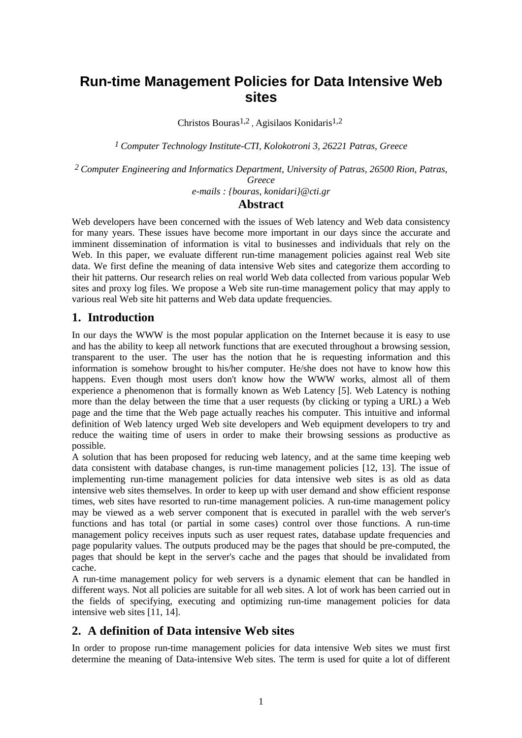# Run-time Management Policies for Data Intensive Web sites

Christos Bouras[1,2] , Agisilaos Konidaris[1,2]

*[1] Computer Technology Institute-CTI, Kolokotroni 3, 26221 Patras, Greece*

*[2] Computer Engineering and Informatics Department, University of Patras, 26500 Rion, Patras, Greece*

*e-mails : {bouras, konidari}@cti.gr*

## Abstract

Web developers have been concerned with the issues of Web latency and Web data consistency for many years. These issues have become more important in our days since the accurate and imminent dissemination of information is vital to businesses and individuals that rely on the Web. In this paper, we evaluate different run-time management policies against real Web site data. We first define the meaning of data intensive Web sites and categorize them according to their hit patterns. Our research relies on real world Web data collected from various popular Web sites and proxy log files. We propose a Web site run-time management policy that may apply to various real Web site hit patterns and Web data update frequencies.

## 1. Introduction

In our days the WWW is the most popular application on the Internet because it is easy to use and has the ability to keep all network functions that are executed throughout a browsing session, transparent to the user. The user has the notion that he is requesting information and this information is somehow brought to his/her computer. He/she does not have to know how this happens. Even though most users don't know how the WWW works, almost all of them experience a phenomenon that is formally known as Web Latency [5]. Web Latency is nothing more than the delay between the time that a user requests (by clicking or typing a URL) a Web page and the time that the Web page actually reaches his computer. This intuitive and informal definition of Web latency urged Web site developers and Web equipment developers to try and reduce the waiting time of users in order to make their browsing sessions as productive as possible.

A solution that has been proposed for reducing web latency, and at the same time keeping web data consistent with database changes, is run-time management policies [12, 13]. The issue of implementing run-time management policies for data intensive web sites is as old as data intensive web sites themselves. In order to keep up with user demand and show efficient response times, web sites have resorted to run-time management policies. A run-time management policy may be viewed as a web server component that is executed in parallel with the web server's functions and has total (or partial in some cases) control over those functions. A run-time management policy receives inputs such as user request rates, database update frequencies and page popularity values. The outputs produced may be the pages that should be pre-computed, the pages that should be kept in the server's cache and the pages that should be invalidated from cache.

A run-time management policy for web servers is a dynamic element that can be handled in different ways. Not all policies are suitable for all web sites. A lot of work has been carried out in the fields of specifying, executing and optimizing run-time management policies for data intensive web sites [11, 14].

## 2. A definition of Data intensive Web sites

In order to propose run-time management policies for data intensive Web sites we must first determine the meaning of Data-intensive Web sites. The term is used for quite a lot of different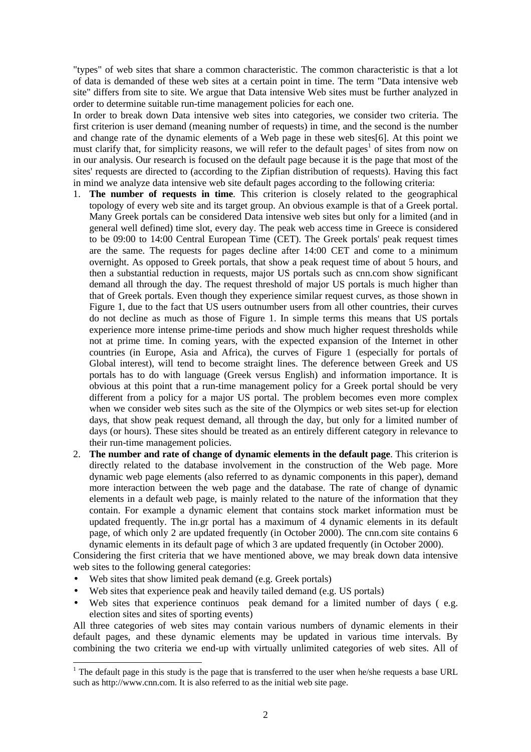"types" of web sites that share a common characteristic. The common characteristic is that a lot of data is demanded of these web sites at a certain point in time. The term "Data intensive web site" differs from site to site. We argue that Data intensive Web sites must be further analyzed in order to determine suitable run-time management policies for each one.

In order to break down Data intensive web sites into categories, we consider two criteria. The first criterion is user demand (meaning number of requests) in time, and the second is the number and change rate of the dynamic elements of a Web page in these web sites[6]. At this point we must clarify that, for simplicity reasons, we will refer to the default pages[1] of sites from now on in our analysis. Our research is focused on the default page because it is the page that most of the sites' requests are directed to (according to the Zipfian distribution of requests). Having this fact in mind we analyze data intensive web site default pages according to the following criteria:

1. **The number of requests in time**. This criterion is closely related to the geographical topology of every web site and its target group. An obvious example is that of a Greek portal. Many Greek portals can be considered Data intensive web sites but only for a limited (and in general well defined) time slot, every day. The peak web access time in Greece is considered to be 09:00 to 14:00 Central European Time (CET). The Greek portals' peak request times are the same. The requests for pages decline after 14:00 CET and come to a minimum overnight. As opposed to Greek portals, that show a peak request time of about 5 hours, and then a substantial reduction in requests, major US portals such as cnn.com show significant demand all through the day. The request threshold of major US portals is much higher than that of Greek portals. Even though they experience similar request curves, as those shown in Figure 1, due to the fact that US users outnumber users from all other countries, their curves do not decline as much as those of Figure 1. In simple terms this means that US portals experience more intense prime-time periods and show much higher request thresholds while not at prime time. In coming years, with the expected expansion of the Internet in other countries (in Europe, Asia and Africa), the curves of Figure 1 (especially for portals of Global interest), will tend to become straight lines. The deference between Greek and US portals has to do with language (Greek versus English) and information importance. It is obvious at this point that a run-time management policy for a Greek portal should be very different from a policy for a major US portal. The problem becomes even more complex when we consider web sites such as the site of the Olympics or web sites set-up for election days, that show peak request demand, all through the day, but only for a limited number of days (or hours). These sites should be treated as an entirely different category in relevance to their run-time management policies.
2. **The number and rate of change of dynamic elements in the default page**. This criterion is directly related to the database involvement in the construction of the Web page. More dynamic web page elements (also referred to as dynamic components in this paper), demand more interaction between the web page and the database. The rate of change of dynamic elements in a default web page, is mainly related to the nature of the information that they contain. For example a dynamic element that contains stock market information must be updated frequently. The in.gr portal has a maximum of 4 dynamic elements in its default page, of which only 2 are updated frequently (in October 2000). The cnn.com site contains 6 dynamic elements in its default page of which 3 are updated frequently (in October 2000).

Considering the first criteria that we have mentioned above, we may break down data intensive web sites to the following general categories:

- Web sites that show limited peak demand (e.g. Greek portals)
- Web sites that experience peak and heavily tailed demand (e.g. US portals)
- Web sites that experience continuos peak demand for a limited number of days ( e.g. election sites and sites of sporting events)

All three categories of web sites may contain various numbers of dynamic elements in their default pages, and these dynamic elements may be updated in various time intervals. By combining the two criteria we end-up with virtually unlimited categories of web sites. All of

[1] The default page in this study is the page that is transferred to the user when he/she requests a base URL such as http://www.cnn.com. It is also referred to as the initial web site page.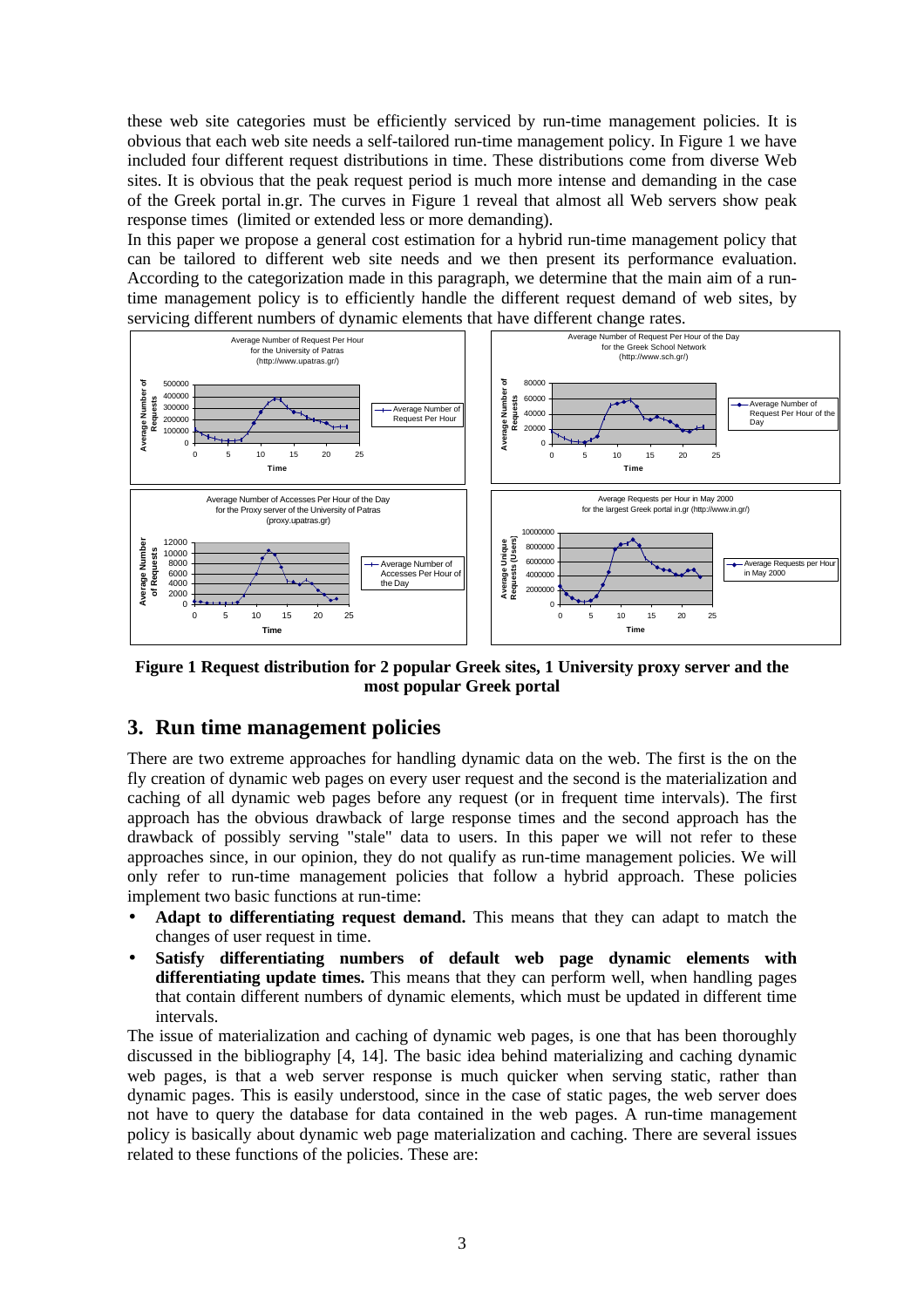these web site categories must be efficiently serviced by run-time management policies. It is obvious that each web site needs a self-tailored run-time management policy. In Figure 1 we have included four different request distributions in time. These distributions come from diverse Web sites. It is obvious that the peak request period is much more intense and demanding in the case of the Greek portal in.gr. The curves in Figure 1 reveal that almost all Web servers show peak response times (limited or extended less or more demanding).

In this paper we propose a general cost estimation for a hybrid run-time management policy that can be tailored to different web site needs and we then present its performance evaluation. According to the categorization made in this paragraph, we determine that the main aim of a run-time management policy is to efficiently handle the different request demand of web sites, by servicing different numbers of dynamic elements that have different change rates.

**Figure 1 Request distribution for 2 popular Greek sites, 1 University proxy server and the most popular Greek portal**

## 3. Run time management policies

There are two extreme approaches for handling dynamic data on the web. The first is the on the fly creation of dynamic web pages on every user request and the second is the materialization and caching of all dynamic web pages before any request (or in frequent time intervals). The first approach has the obvious drawback of large response times and the second approach has the drawback of possibly serving "stale" data to users. In this paper we will not refer to these approaches since, in our opinion, they do not qualify as run-time management policies. We will only refer to run-time management policies that follow a hybrid approach. These policies implement two basic functions at run-time:

- **Adapt to differentiating request demand.** This means that they can adapt to match the changes of user request in time.
- **Satisfy differentiating numbers of default web page dynamic elements with differentiating update times.** This means that they can perform well, when handling pages that contain different numbers of dynamic elements, which must be updated in different time intervals.

The issue of materialization and caching of dynamic web pages, is one that has been thoroughly discussed in the bibliography [4, 14]. The basic idea behind materializing and caching dynamic web pages, is that a web server response is much quicker when serving static, rather than dynamic pages. This is easily understood, since in the case of static pages, the web server does not have to query the database for data contained in the web pages. A run-time management policy is basically about dynamic web page materialization and caching. There are several issues related to these functions of the policies. These are: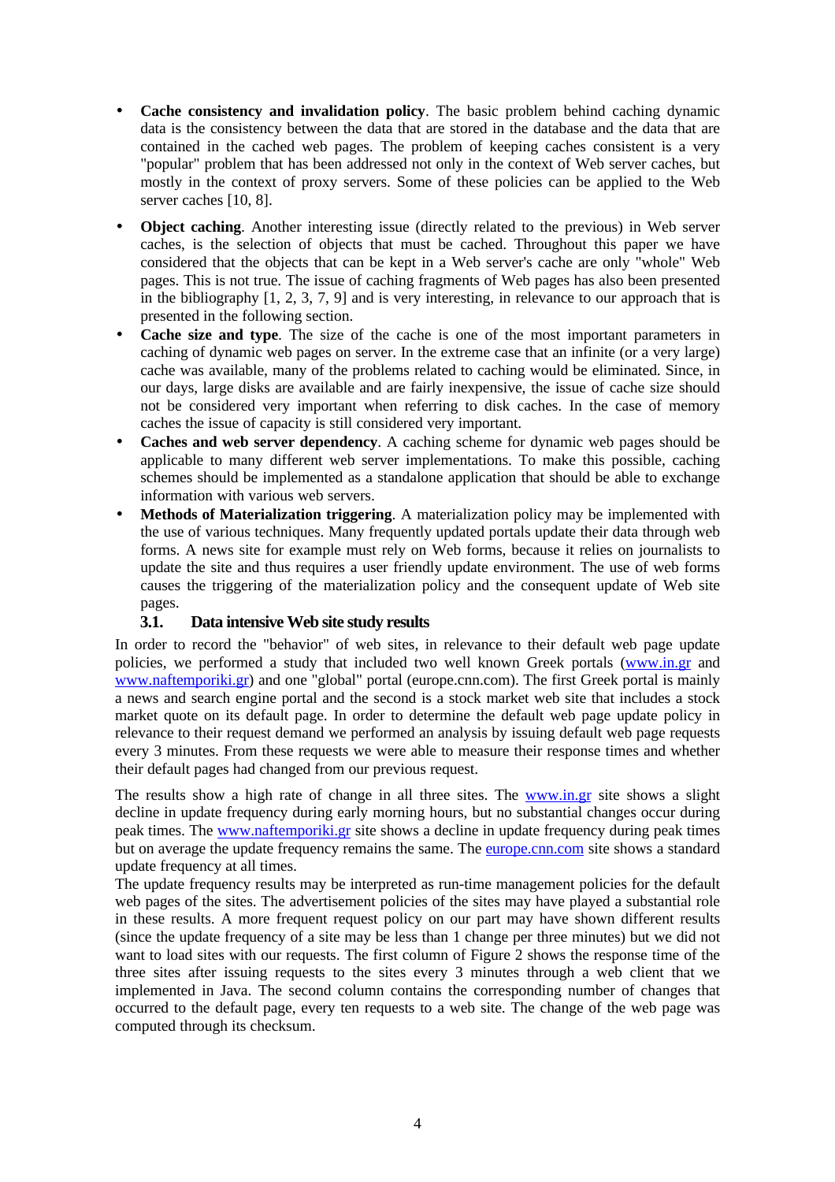- **Cache consistency and invalidation policy**. The basic problem behind caching dynamic data is the consistency between the data that are stored in the database and the data that are contained in the cached web pages. The problem of keeping caches consistent is a very "popular" problem that has been addressed not only in the context of Web server caches, but mostly in the context of proxy servers. Some of these policies can be applied to the Web server caches [10, 8].
- **Object caching**. Another interesting issue (directly related to the previous) in Web server caches, is the selection of objects that must be cached. Throughout this paper we have considered that the objects that can be kept in a Web server's cache are only "whole" Web pages. This is not true. The issue of caching fragments of Web pages has also been presented in the bibliography [1, 2, 3, 7, 9] and is very interesting, in relevance to our approach that is presented in the following section.
- **Cache size and type**. The size of the cache is one of the most important parameters in caching of dynamic web pages on server. In the extreme case that an infinite (or a very large) cache was available, many of the problems related to caching would be eliminated. Since, in our days, large disks are available and are fairly inexpensive, the issue of cache size should not be considered very important when referring to disk caches. In the case of memory caches the issue of capacity is still considered very important.
- **Caches and web server dependency**. A caching scheme for dynamic web pages should be applicable to many different web server implementations. To make this possible, caching schemes should be implemented as a standalone application that should be able to exchange information with various web servers.
- **Methods of Materialization triggering**. A materialization policy may be implemented with the use of various techniques. Many frequently updated portals update their data through web forms. A news site for example must rely on Web forms, because it relies on journalists to update the site and thus requires a user friendly update environment. The use of web forms causes the triggering of the materialization policy and the consequent update of Web site pages.

### 3.1. Data intensive Web site study results

In order to record the "behavior" of web sites, in relevance to their default web page update policies, we performed a study that included two well known Greek portals (www.in.gr and www.naftemporiki.gr) and one "global" portal (europe.cnn.com). The first Greek portal is mainly a news and search engine portal and the second is a stock market web site that includes a stock market quote on its default page. In order to determine the default web page update policy in relevance to their request demand we performed an analysis by issuing default web page requests every 3 minutes. From these requests we were able to measure their response times and whether their default pages had changed from our previous request.

The results show a high rate of change in all three sites. The www.in.gr site shows a slight decline in update frequency during early morning hours, but no substantial changes occur during peak times. The www.naftemporiki.gr site shows a decline in update frequency during peak times but on average the update frequency remains the same. The europe.cnn.com site shows a standard update frequency at all times.

The update frequency results may be interpreted as run-time management policies for the default web pages of the sites. The advertisement policies of the sites may have played a substantial role in these results. A more frequent request policy on our part may have shown different results (since the update frequency of a site may be less than 1 change per three minutes) but we did not want to load sites with our requests. The first column of Figure 2 shows the response time of the three sites after issuing requests to the sites every 3 minutes through a web client that we implemented in Java. The second column contains the corresponding number of changes that occurred to the default page, every ten requests to a web site. The change of the web page was computed through its checksum.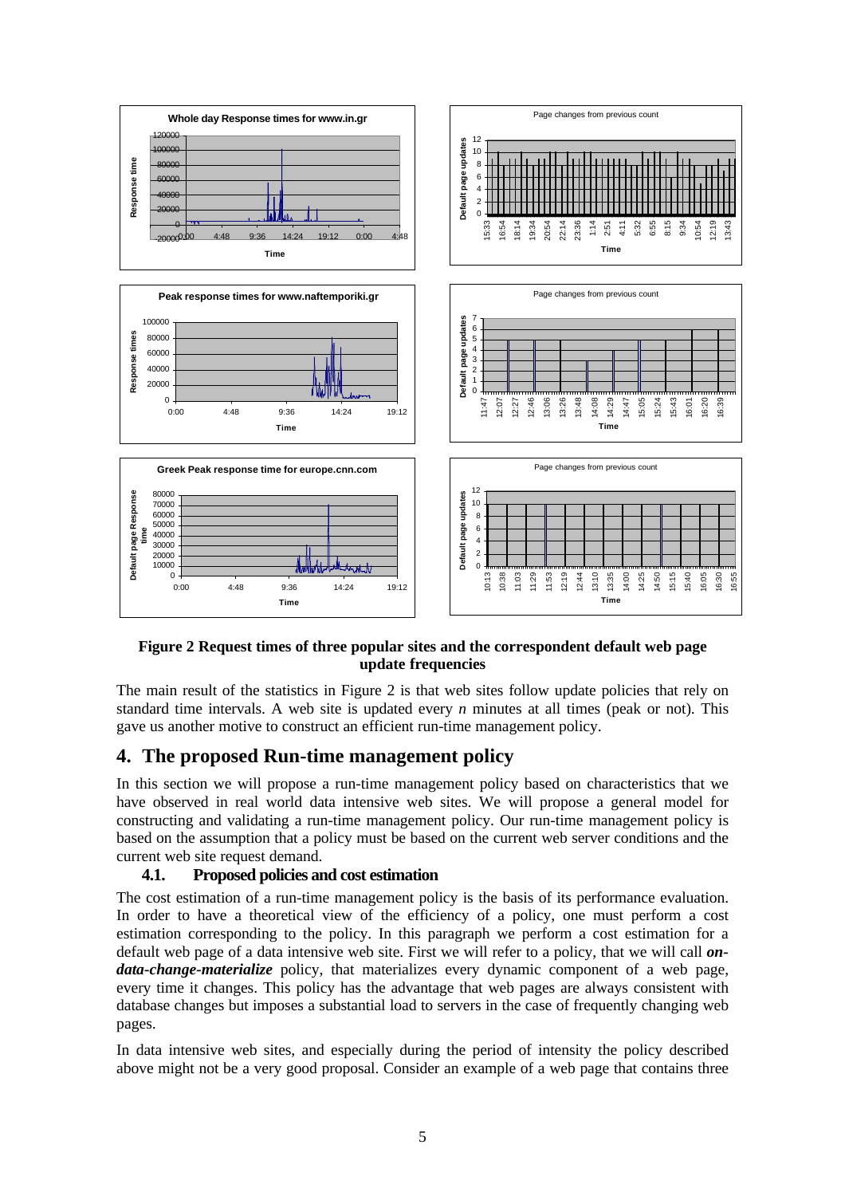**Figure 2 Request times of three popular sites and the correspondent default web page update frequencies**

The main result of the statistics in Figure 2 is that web sites follow update policies that rely on standard time intervals. A web site is updated every *n* minutes at all times (peak or not). This gave us another motive to construct an efficient run-time management policy.

# 4. The proposed Run-time management policy

In this section we will propose a run-time management policy based on characteristics that we have observed in real world data intensive web sites. We will propose a general model for constructing and validating a run-time management policy. Our run-time management policy is based on the assumption that a policy must be based on the current web server conditions and the current web site request demand.

## 4.1. Proposed policies and cost estimation

The cost estimation of a run-time management policy is the basis of its performance evaluation. In order to have a theoretical view of the efficiency of a policy, one must perform a cost estimation corresponding to the policy. In this paragraph we perform a cost estimation for a default web page of a data intensive web site. First we will refer to a policy, that we will call ***on-data-change-materialize*** policy, that materializes every dynamic component of a web page, every time it changes. This policy has the advantage that web pages are always consistent with database changes but imposes a substantial load to servers in the case of frequently changing web pages.

In data intensive web sites, and especially during the period of intensity the policy described above might not be a very good proposal. Consider an example of a web page that contains three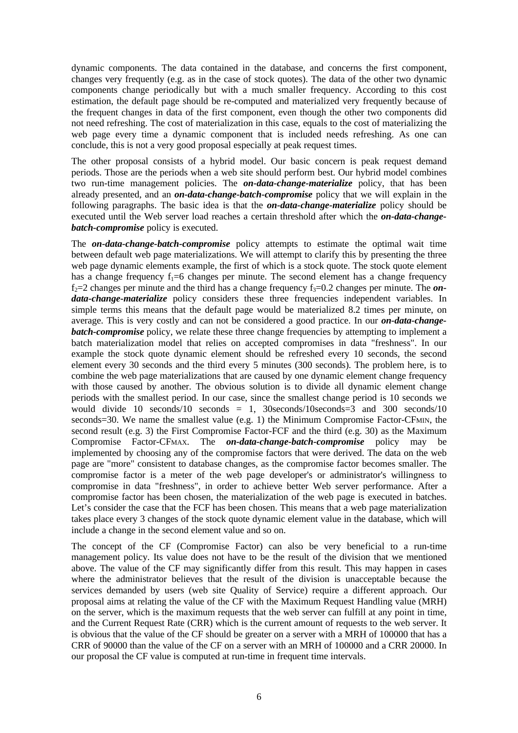dynamic components. The data contained in the database, and concerns the first component, changes very frequently (e.g. as in the case of stock quotes). The data of the other two dynamic components change periodically but with a much smaller frequency. According to this cost estimation, the default page should be re-computed and materialized very frequently because of the frequent changes in data of the first component, even though the other two components did not need refreshing. The cost of materialization in this case, equals to the cost of materializing the web page every time a dynamic component that is included needs refreshing. As one can conclude, this is not a very good proposal especially at peak request times.

The other proposal consists of a hybrid model. Our basic concern is peak request demand periods. Those are the periods when a web site should perform best. Our hybrid model combines two run-time management policies. The ***on-data-change-materialize*** policy, that has been already presented, and an ***on-data-change-batch-compromise*** policy that we will explain in the following paragraphs. The basic idea is that the ***on-data-change-materialize*** policy should be executed until the Web server load reaches a certain threshold after which the ***on-data-change-batch-compromise*** policy is executed.

The ***on-data-change-batch-compromise*** policy attempts to estimate the optimal wait time between default web page materializations. We will attempt to clarify this by presenting the three web page dynamic elements example, the first of which is a stock quote. The stock quote element has a change frequency $f_1$=6 changes per minute. The second element has a change frequency $f_2$=2 changes per minute and the third has a change frequency $f_3$=0.2 changes per minute. The ***on-data-change-materialize*** policy considers these three frequencies independent variables. In simple terms this means that the default page would be materialized 8.2 times per minute, on average. This is very costly and can not be considered a good practice. In our ***on-data-change-batch-compromise*** policy, we relate these three change frequencies by attempting to implement a batch materialization model that relies on accepted compromises in data "freshness". In our example the stock quote dynamic element should be refreshed every 10 seconds, the second element every 30 seconds and the third every 5 minutes (300 seconds). The problem here, is to combine the web page materializations that are caused by one dynamic element change frequency with those caused by another. The obvious solution is to divide all dynamic element change periods with the smallest period. In our case, since the smallest change period is 10 seconds we would divide 10 seconds/10 seconds = 1, 30seconds/10seconds=3 and 300 seconds/10 seconds=30. We name the smallest value (e.g. 1) the Minimum Compromise Factor-$CF_{MIN}$, the second result (e.g. 3) the First Compromise Factor-FCF and the third (e.g. 30) as the Maximum Compromise Factor-$CF_{MAX}$. The ***on-data-change-batch-compromise*** policy may be implemented by choosing any of the compromise factors that were derived. The data on the web page are "more" consistent to database changes, as the compromise factor becomes smaller. The compromise factor is a meter of the web page developer's or administrator's willingness to compromise in data "freshness", in order to achieve better Web server performance. After a compromise factor has been chosen, the materialization of the web page is executed in batches. Let's consider the case that the FCF has been chosen. This means that a web page materialization takes place every 3 changes of the stock quote dynamic element value in the database, which will include a change in the second element value and so on.

The concept of the CF (Compromise Factor) can also be very beneficial to a run-time management policy. Its value does not have to be the result of the division that we mentioned above. The value of the CF may significantly differ from this result. This may happen in cases where the administrator believes that the result of the division is unacceptable because the services demanded by users (web site Quality of Service) require a different approach. Our proposal aims at relating the value of the CF with the Maximum Request Handling value (MRH) on the server, which is the maximum requests that the web server can fulfill at any point in time, and the Current Request Rate (CRR) which is the current amount of requests to the web server. It is obvious that the value of the CF should be greater on a server with a MRH of 100000 that has a CRR of 90000 than the value of the CF on a server with an MRH of 100000 and a CRR 20000. In our proposal the CF value is computed at run-time in frequent time intervals.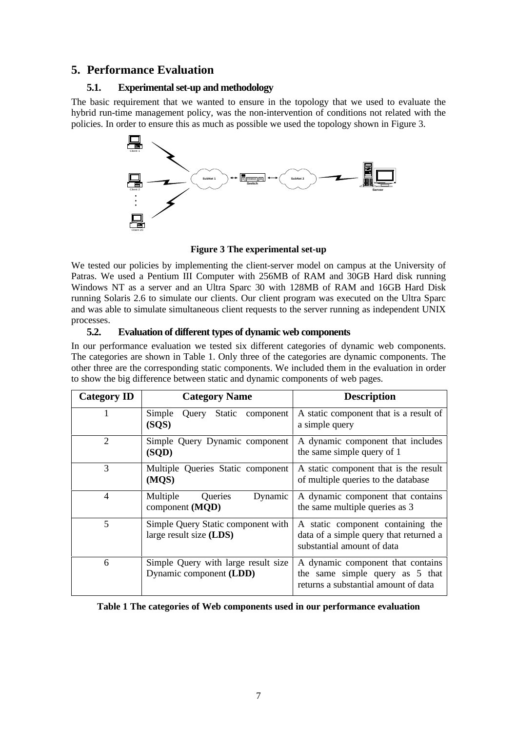## 5. Performance Evaluation

### 5.1. Experimental set-up and methodology

The basic requirement that we wanted to ensure in the topology that we used to evaluate the hybrid run-time management policy, was the non-intervention of conditions not related with the policies. In order to ensure this as much as possible we used the topology shown in Figure 3.

**Figure 3 The experimental set-up**

We tested our policies by implementing the client-server model on campus at the University of Patras. We used a Pentium III Computer with 256MB of RAM and 30GB Hard disk running Windows NT as a server and an Ultra Sparc 30 with 128MB of RAM and 16GB Hard Disk running Solaris 2.6 to simulate our clients. Our client program was executed on the Ultra Sparc and was able to simulate simultaneous client requests to the server running as independent UNIX processes.

### 5.2. Evaluation of different types of dynamic web components

In our performance evaluation we tested six different categories of dynamic web components. The categories are shown in Table 1. Only three of the categories are dynamic components. The other three are the corresponding static components. We included them in the evaluation in order to show the big difference between static and dynamic components of web pages.

| Category ID | Category Name | Description |
|---|---|---|
| 1 | Simple Query Static component **(SQS)** | A static component that is a result of a simple query |
| 2 | Simple Query Dynamic component **(SQD)** | A dynamic component that includes the same simple query of 1 |
| 3 | Multiple Queries Static component **(MQS)** | A static component that is the result of multiple queries to the database |
| 4 | Multiple Queries Dynamic component **(MQD)** | A dynamic component that contains the same multiple queries as 3 |
| 5 | Simple Query Static component with large result size **(LDS)** | A static component containing the data of a simple query that returned a substantial amount of data |
| 6 | Simple Query with large result size Dynamic component **(LDD)** | A dynamic component that contains the same simple query as 5 that returns a substantial amount of data |

**Table 1 The categories of Web components used in our performance evaluation**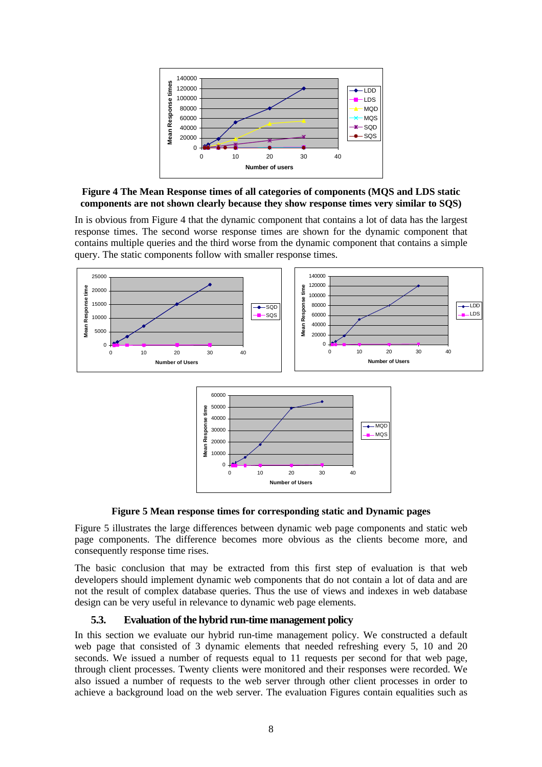**Figure 4 The Mean Response times of all categories of components (MQS and LDS static components are not shown clearly because they show response times very similar to SQS)**

In is obvious from Figure 4 that the dynamic component that contains a lot of data has the largest response times. The second worse response times are shown for the dynamic component that contains multiple queries and the third worse from the dynamic component that contains a simple query. The static components follow with smaller response times.

**Figure 5 Mean response times for corresponding static and Dynamic pages**

Figure 5 illustrates the large differences between dynamic web page components and static web page components. The difference becomes more obvious as the clients become more, and consequently response time rises.

The basic conclusion that may be extracted from this first step of evaluation is that web developers should implement dynamic web components that do not contain a lot of data and are not the result of complex database queries. Thus the use of views and indexes in web database design can be very useful in relevance to dynamic web page elements.

### 5.3. Evaluation of the hybrid run-time management policy

In this section we evaluate our hybrid run-time management policy. We constructed a default web page that consisted of 3 dynamic elements that needed refreshing every 5, 10 and 20 seconds. We issued a number of requests equal to 11 requests per second for that web page, through client processes. Twenty clients were monitored and their responses were recorded. We also issued a number of requests to the web server through other client processes in order to achieve a background load on the web server. The evaluation Figures contain equalities such as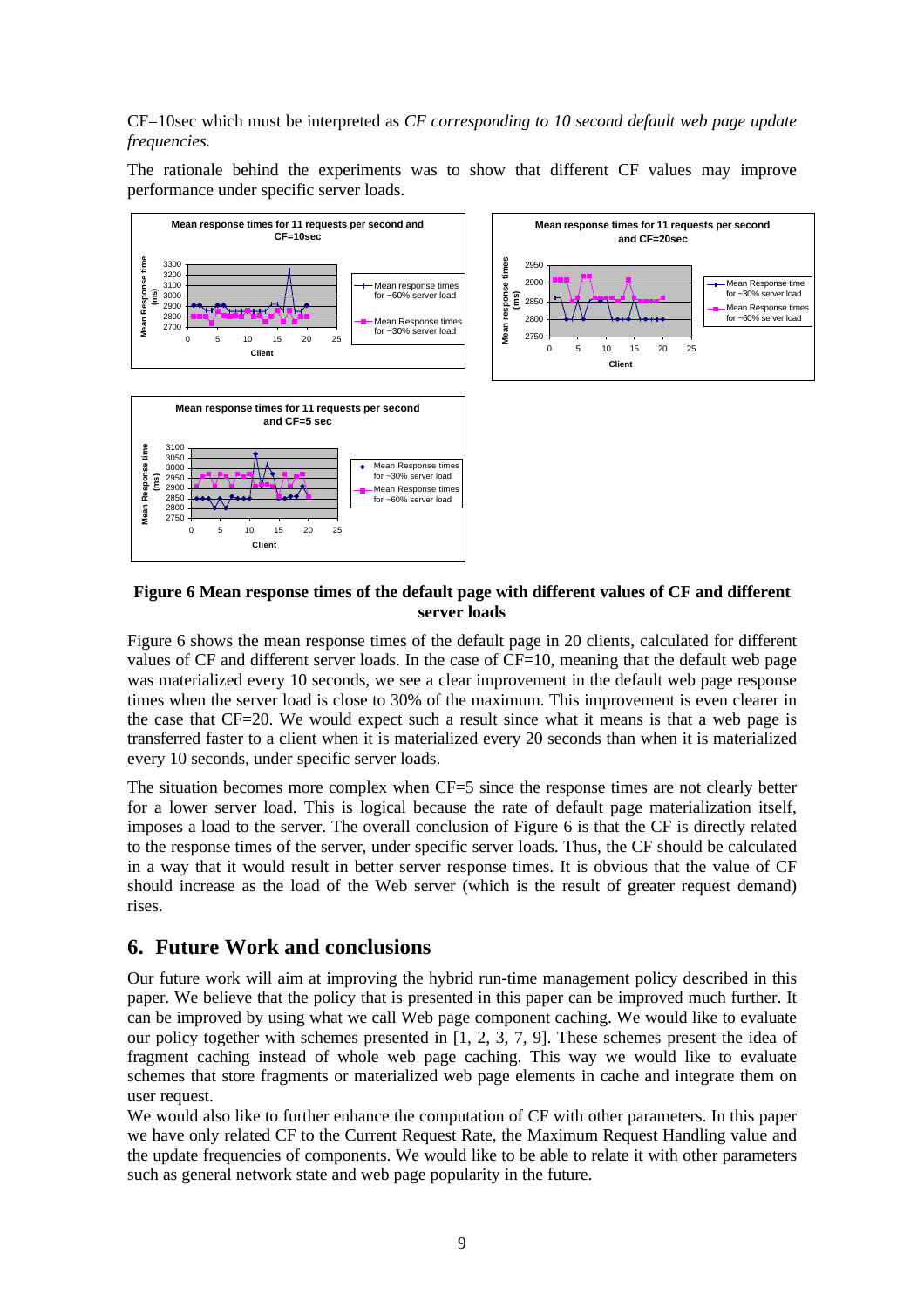CF=10sec which must be interpreted as *CF corresponding to 10 second default web page update frequencies.*

The rationale behind the experiments was to show that different CF values may improve performance under specific server loads.

**Figure 6 Mean response times of the default page with different values of CF and different server loads**

Figure 6 shows the mean response times of the default page in 20 clients, calculated for different values of CF and different server loads. In the case of CF=10, meaning that the default web page was materialized every 10 seconds, we see a clear improvement in the default web page response times when the server load is close to 30% of the maximum. This improvement is even clearer in the case that CF=20. We would expect such a result since what it means is that a web page is transferred faster to a client when it is materialized every 20 seconds than when it is materialized every 10 seconds, under specific server loads.

The situation becomes more complex when CF=5 since the response times are not clearly better for a lower server load. This is logical because the rate of default page materialization itself, imposes a load to the server. The overall conclusion of Figure 6 is that the CF is directly related to the response times of the server, under specific server loads. Thus, the CF should be calculated in a way that it would result in better server response times. It is obvious that the value of CF should increase as the load of the Web server (which is the result of greater request demand) rises.

## 6. Future Work and conclusions

Our future work will aim at improving the hybrid run-time management policy described in this paper. We believe that the policy that is presented in this paper can be improved much further. It can be improved by using what we call Web page component caching. We would like to evaluate our policy together with schemes presented in [1, 2, 3, 7, 9]. These schemes present the idea of fragment caching instead of whole web page caching. This way we would like to evaluate schemes that store fragments or materialized web page elements in cache and integrate them on user request.

We would also like to further enhance the computation of CF with other parameters. In this paper we have only related CF to the Current Request Rate, the Maximum Request Handling value and the update frequencies of components. We would like to be able to relate it with other parameters such as general network state and web page popularity in the future.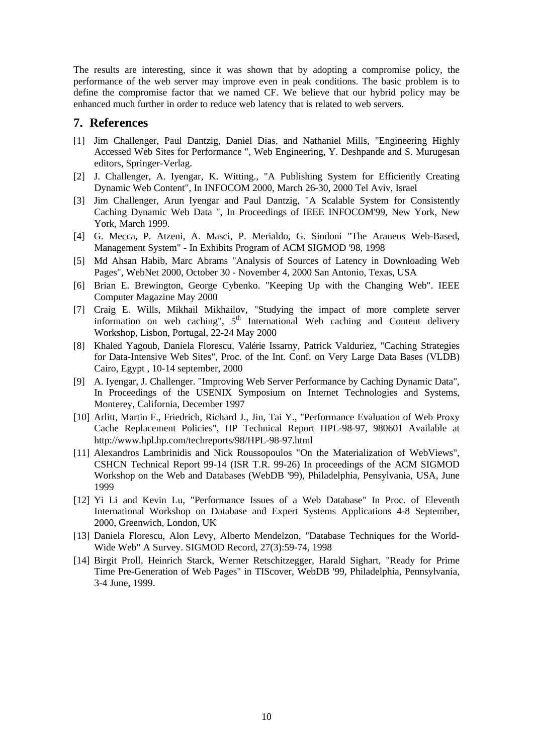The results are interesting, since it was shown that by adopting a compromise policy, the performance of the web server may improve even in peak conditions. The basic problem is to define the compromise factor that we named CF. We believe that our hybrid policy may be enhanced much further in order to reduce web latency that is related to web servers.

## 7. References

[1] Jim Challenger, Paul Dantzig, Daniel Dias, and Nathaniel Mills, "Engineering Highly Accessed Web Sites for Performance ", Web Engineering, Y. Deshpande and S. Murugesan editors, Springer-Verlag.

[2] J. Challenger, A. Iyengar, K. Witting., "A Publishing System for Efficiently Creating Dynamic Web Content", In INFOCOM 2000, March 26-30, 2000 Tel Aviv, Israel

[3] Jim Challenger, Arun Iyengar and Paul Dantzig, "A Scalable System for Consistently Caching Dynamic Web Data ", In Proceedings of IEEE INFOCOM'99, New York, New York, March 1999.

[4] G. Mecca, P. Atzeni, A. Masci, P. Merialdo, G. Sindoni "The Araneus Web-Based, Management System" - In Exhibits Program of ACM SIGMOD '98, 1998

[5] Md Ahsan Habib, Marc Abrams "Analysis of Sources of Latency in Downloading Web Pages", WebNet 2000, October 30 - November 4, 2000 San Antonio, Texas, USA

[6] Brian E. Brewington, George Cybenko. "Keeping Up with the Changing Web". IEEE Computer Magazine May 2000

[7] Craig E. Wills, Mikhail Mikhailov, "Studying the impact of more complete server information on web caching", 5th International Web caching and Content delivery Workshop, Lisbon, Portugal, 22-24 May 2000

[8] Khaled Yagoub, Daniela Florescu, Valérie Issarny, Patrick Valduriez, "Caching Strategies for Data-Intensive Web Sites", Proc. of the Int. Conf. on Very Large Data Bases (VLDB) Cairo, Egypt , 10-14 september, 2000

[9] A. Iyengar, J. Challenger. "Improving Web Server Performance by Caching Dynamic Data", In Proceedings of the USENIX Symposium on Internet Technologies and Systems, Monterey, California, December 1997

[10] Arlitt, Martin F., Friedrich, Richard J., Jin, Tai Y., "Performance Evaluation of Web Proxy Cache Replacement Policies", HP Technical Report HPL-98-97, 980601 Available at http://www.hpl.hp.com/techreports/98/HPL-98-97.html

[11] Alexandros Lambrinidis and Nick Roussopoulos "On the Materialization of WebViews", CSHCN Technical Report 99-14 (ISR T.R. 99-26) In proceedings of the ACM SIGMOD Workshop on the Web and Databases (WebDB '99), Philadelphia, Pensylvania, USA, June 1999

[12] Yi Li and Kevin Lu, "Performance Issues of a Web Database" In Proc. of Eleventh International Workshop on Database and Expert Systems Applications 4-8 September, 2000, Greenwich, London, UK

[13] Daniela Florescu, Alon Levy, Alberto Mendelzon, "Database Techniques for the World-Wide Web" A Survey. SIGMOD Record, 27(3):59-74, 1998

[14] Birgit Proll, Heinrich Starck, Werner Retschitzegger, Harald Sighart, "Ready for Prime Time Pre-Generation of Web Pages" in TIScover, WebDB '99, Philadelphia, Pennsylvania, 3-4 June, 1999.